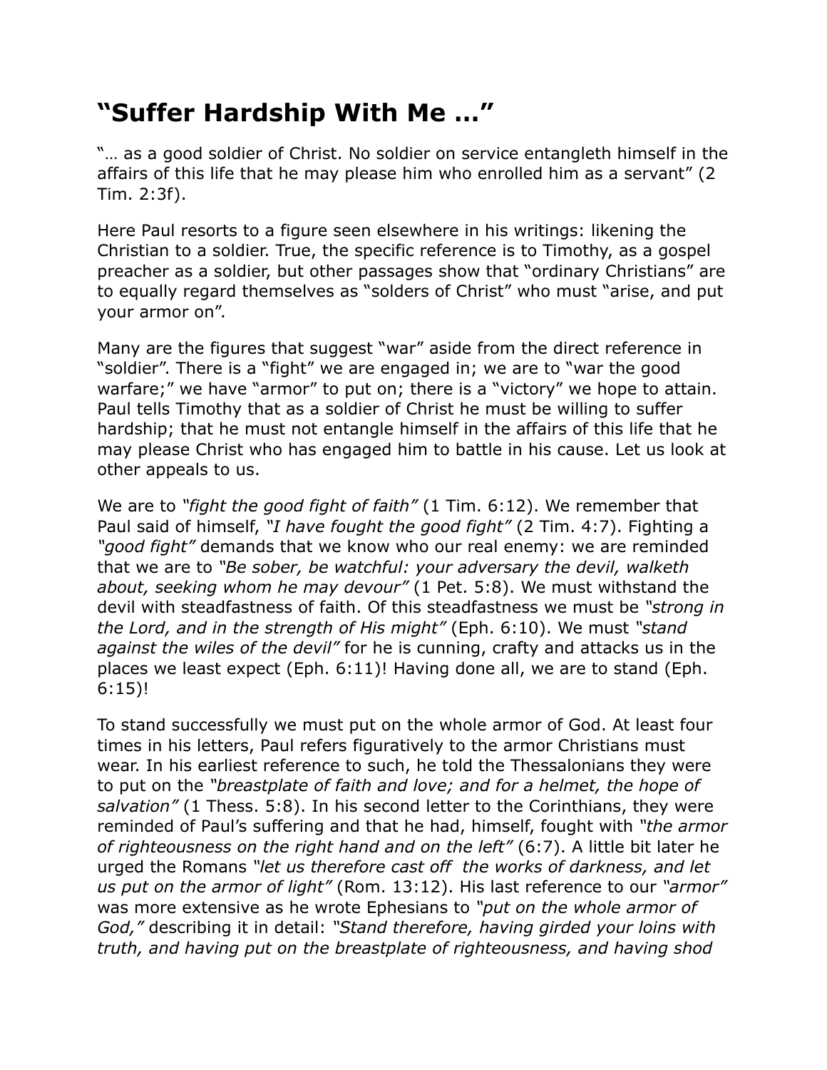# "Suffer Hardship With Me …"

"… as a good soldier of Christ. No soldier on service entangleth himself in the affairs of this life that he may please him who enrolled him as a servant" (2 Tim. 2:3f).

Here Paul resorts to a figure seen elsewhere in his writings: likening the Christian to a soldier. True, the specific reference is to Timothy, as a gospel preacher as a soldier, but other passages show that "ordinary Christians" are to equally regard themselves as "solders of Christ" who must "arise, and put your armor on".

Many are the figures that suggest "war" aside from the direct reference in "soldier". There is a "fight" we are engaged in; we are to "war the good warfare;" we have "armor" to put on; there is a "victory" we hope to attain. Paul tells Timothy that as a soldier of Christ he must be willing to suffer hardship; that he must not entangle himself in the affairs of this life that he may please Christ who has engaged him to battle in his cause. Let us look at other appeals to us.

We are to *"fight the good fight of faith"* (1 Tim. 6:12). We remember that Paul said of himself, *"I have fought the good fight"* (2 Tim. 4:7). Fighting a *"good fight"* demands that we know who our real enemy: we are reminded that we are to *"Be sober, be watchful: your adversary the devil, walketh about, seeking whom he may devour"* (1 Pet. 5:8). We must withstand the devil with steadfastness of faith. Of this steadfastness we must be *"strong in the Lord, and in the strength of His might"* (Eph. 6:10). We must *"stand against the wiles of the devil"* for he is cunning, crafty and attacks us in the places we least expect (Eph. 6:11)! Having done all, we are to stand (Eph. 6:15)!

To stand successfully we must put on the whole armor of God. At least four times in his letters, Paul refers figuratively to the armor Christians must wear. In his earliest reference to such, he told the Thessalonians they were to put on the *"breastplate of faith and love; and for a helmet, the hope of salvation"* (1 Thess. 5:8). In his second letter to the Corinthians, they were reminded of Paul's suffering and that he had, himself, fought with *"the armor of righteousness on the right hand and on the left"* (6:7). A little bit later he urged the Romans *"let us therefore cast off the works of darkness, and let us put on the armor of light"* (Rom. 13:12). His last reference to our *"armor"* was more extensive as he wrote Ephesians to *"put on the whole armor of God,"* describing it in detail: *"Stand therefore, having girded your loins with truth, and having put on the breastplate of righteousness, and having shod*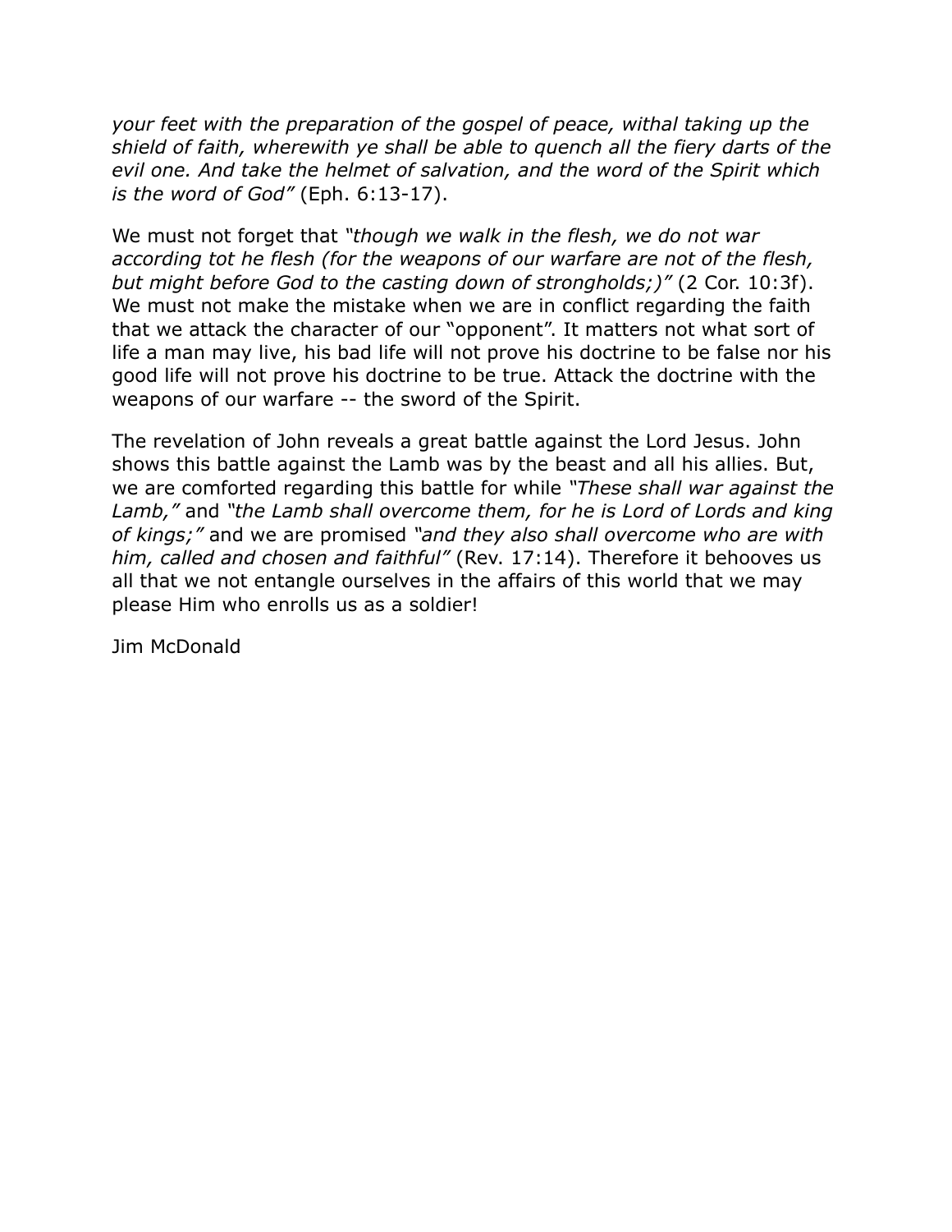*your feet with the preparation of the gospel of peace, withal taking up the shield of faith, wherewith ye shall be able to quench all the fiery darts of the evil one. And take the helmet of salvation, and the word of the Spirit which is the word of God"* (Eph. 6:13-17).

We must not forget that *"though we walk in the flesh, we do not war according tot he flesh (for the weapons of our warfare are not of the flesh, but might before God to the casting down of strongholds;)"* (2 Cor. 10:3f). We must not make the mistake when we are in conflict regarding the faith that we attack the character of our "opponent". It matters not what sort of life a man may live, his bad life will not prove his doctrine to be false nor his good life will not prove his doctrine to be true. Attack the doctrine with the weapons of our warfare -- the sword of the Spirit.

The revelation of John reveals a great battle against the Lord Jesus. John shows this battle against the Lamb was by the beast and all his allies. But, we are comforted regarding this battle for while *"These shall war against the Lamb,"* and *"the Lamb shall overcome them, for he is Lord of Lords and king of kings;"* and we are promised *"and they also shall overcome who are with him, called and chosen and faithful"* (Rev. 17:14). Therefore it behooves us all that we not entangle ourselves in the affairs of this world that we may please Him who enrolls us as a soldier!

Jim McDonald